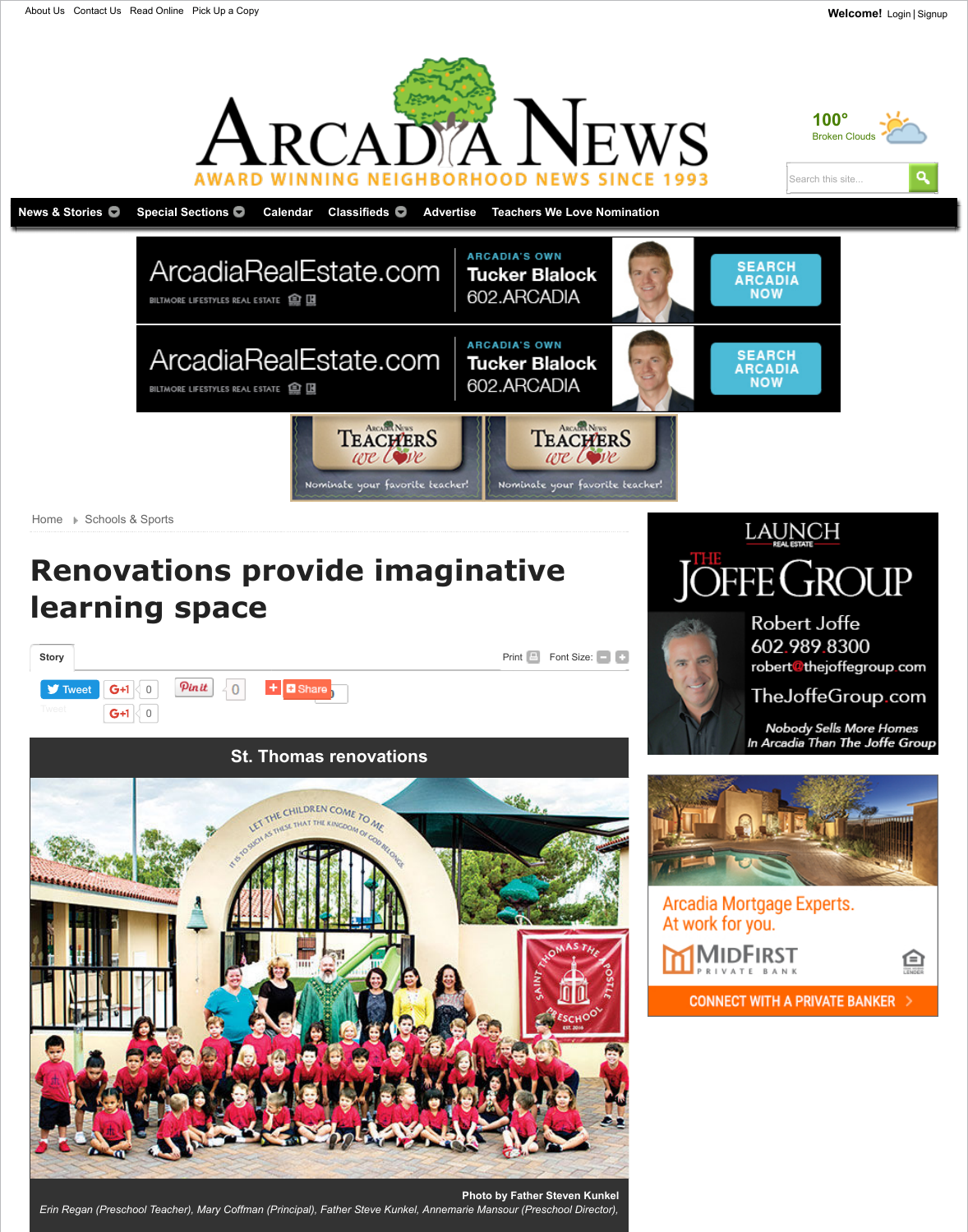About Us Contact Us Read Online Pick Up a Copy

**Welcome!** Login | Signup

# Arcadia News

AWARD WINNING NEIGHBORHOOD NEWS SINCE 1993

100° Broken Clouds

News & Stories | Special Sections | Calendar | Classifieds | Advertise | Teachers We Love Nomination

Home › Schools & Sports

# Renovations provide imaginative learning space

Story

Print Font Size:

## St. Thomas renovations

Photo by Father Steven Kunkel

*Erin Regan (Preschool Teacher), Mary Coffman (Principal), Father Steve Kunkel, Annemarie Mansour (Preschool Director),*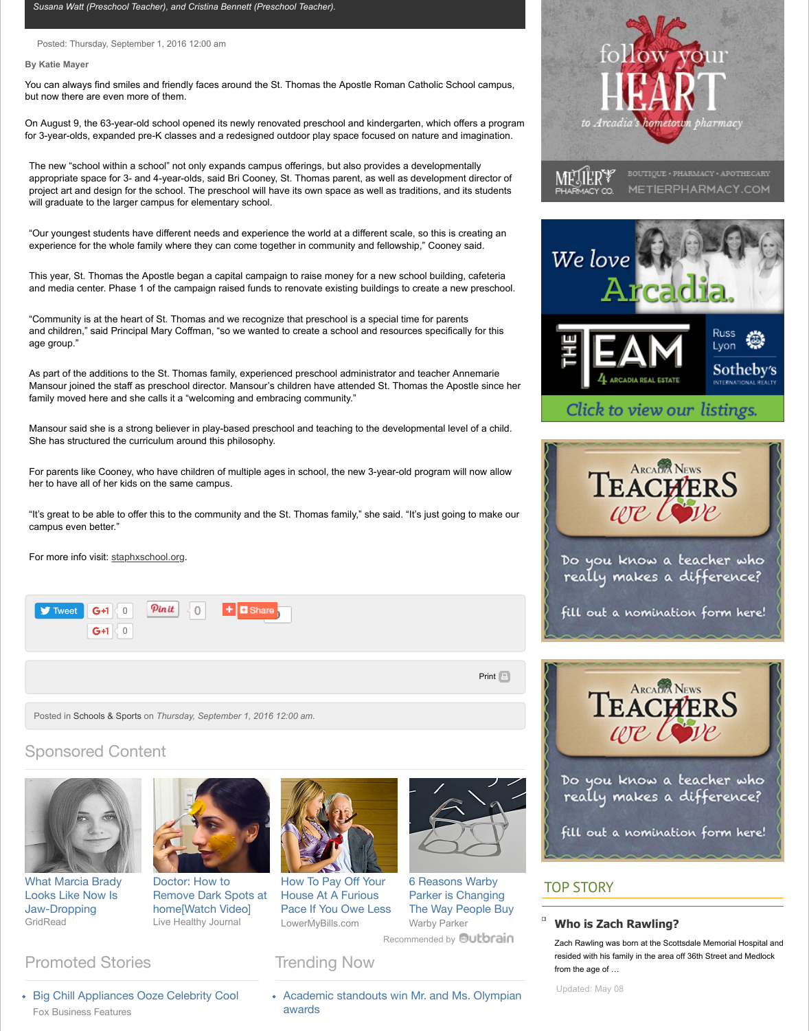Susana Watt (Preschool Teacher), and Cristina Bennett (Preschool Teacher).

Posted: Thursday, September 1, 2016 12:00 am

**By Katie Mayer**

You can always find smiles and friendly faces around the St. Thomas the Apostle Roman Catholic School campus, but now there are even more of them.

On August 9, the 63-year-old school opened its newly renovated preschool and kindergarten, which offers a program for 3-year-olds, expanded pre-K classes and a redesigned outdoor play space focused on nature and imagination.

The new "school within a school" not only expands campus offerings, but also provides a developmentally appropriate space for 3- and 4-year-olds, said Bri Cooney, St. Thomas parent, as well as development director of project art and design for the school. The preschool will have its own space as well as traditions, and its students will graduate to the larger campus for elementary school.

"Our youngest students have different needs and experience the world at a different scale, so this is creating an experience for the whole family where they can come together in community and fellowship," Cooney said.

This year, St. Thomas the Apostle began a capital campaign to raise money for a new school building, cafeteria and media center. Phase 1 of the campaign raised funds to renovate existing buildings to create a new preschool.

"Community is at the heart of St. Thomas and we recognize that preschool is a special time for parents and children," said Principal Mary Coffman, "so we wanted to create a school and resources specifically for this age group."

As part of the additions to the St. Thomas family, experienced preschool administrator and teacher Annemarie Mansour joined the staff as preschool director. Mansour's children have attended St. Thomas the Apostle since her family moved here and she calls it a "welcoming and embracing community."

Mansour said she is a strong believer in play-based preschool and teaching to the developmental level of a child. She has structured the curriculum around this philosophy.

For parents like Cooney, who have children of multiple ages in school, the new 3-year-old program will now allow her to have all of her kids on the same campus.

"It's great to be able to offer this to the community and the St. Thomas family," she said. "It's just going to make our campus even better."

For more info visit: staphxschool.org.

Posted in Schools & Sports on *Thursday, September 1, 2016 12:00 am.*

## Sponsored Content

- What Marcia Brady Looks Like Now Is Jaw-Dropping — GridRead
- Doctor: How to Remove Dark Spots at home[Watch Video] — Live Healthy Journal
- How To Pay Off Your House At A Furious Pace If You Owe Less — LowerMyBills.com
- 6 Reasons Warby Parker is Changing The Way People Buy — Warby Parker

Recommended by Outbrain

## Promoted Stories

- Big Chill Appliances Ooze Celebrity Cool — Fox Business Features

## Trending Now

- Academic standouts win Mr. and Ms. Olympian awards

## TOP STORY

### Who is Zach Rawling?

Zach Rawling was born at the Scottsdale Memorial Hospital and resided with his family in the area off 36th Street and Medlock from the age of …

Updated: May 08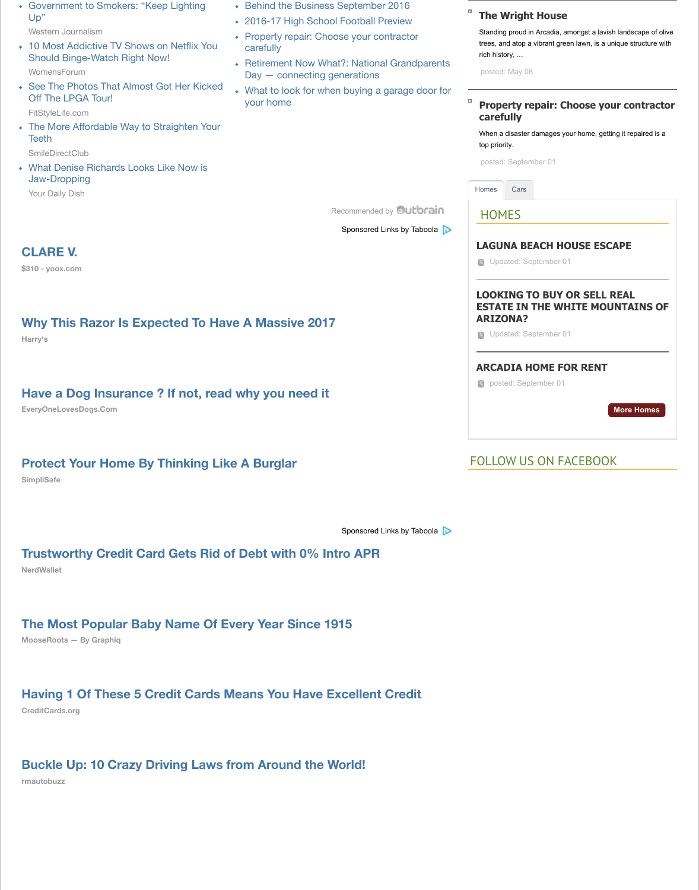- Government to Smokers: "Keep Lighting Up"

  Western Journalism
- 10 Most Addictive TV Shows on Netflix You Should Binge-Watch Right Now!

  WomensForum
- See The Photos That Almost Got Her Kicked Off The LPGA Tour!

  FitStyleLife.com
- The More Affordable Way to Straighten Your Teeth

  SmileDirectClub
- What Denise Richards Looks Like Now is Jaw-Dropping

  Your Daily Dish

- Behind the Business September 2016
- 2016-17 High School Football Preview
- Property repair: Choose your contractor carefully
- Retirement Now What?: National Grandparents Day — connecting generations
- What to look for when buying a garage door for your home

Recommended by Outbrain

Sponsored Links by Taboola

## CLARE V.

$310 - yoox.com

## Why This Razor Is Expected To Have A Massive 2017

Harry's

## Have a Dog Insurance ? If not, read why you need it

EveryOneLovesDogs.Com

## Protect Your Home By Thinking Like A Burglar

SimpliSafe

Sponsored Links by Taboola

## Trustworthy Credit Card Gets Rid of Debt with 0% Intro APR

NerdWallet

## The Most Popular Baby Name Of Every Year Since 1915

MooseRoots — By Graphiq

## Having 1 Of These 5 Credit Cards Means You Have Excellent Credit

CreditCards.org

## Buckle Up: 10 Crazy Driving Laws from Around the World!

rmautobuzz

### The Wright House

Standing proud in Arcadia, amongst a lavish landscape of olive trees, and atop a vibrant green lawn, is a unique structure with rich history, …

posted: May 08

### Property repair: Choose your contractor carefully

When a disaster damages your home, getting it repaired is a top priority.

posted: September 01

Homes | Cars

## HOMES

### LAGUNA BEACH HOUSE ESCAPE

Updated: September 01

### LOOKING TO BUY OR SELL REAL ESTATE IN THE WHITE MOUNTAINS OF ARIZONA?

Updated: September 01

### ARCADIA HOME FOR RENT

posted: September 01

More Homes

## FOLLOW US ON FACEBOOK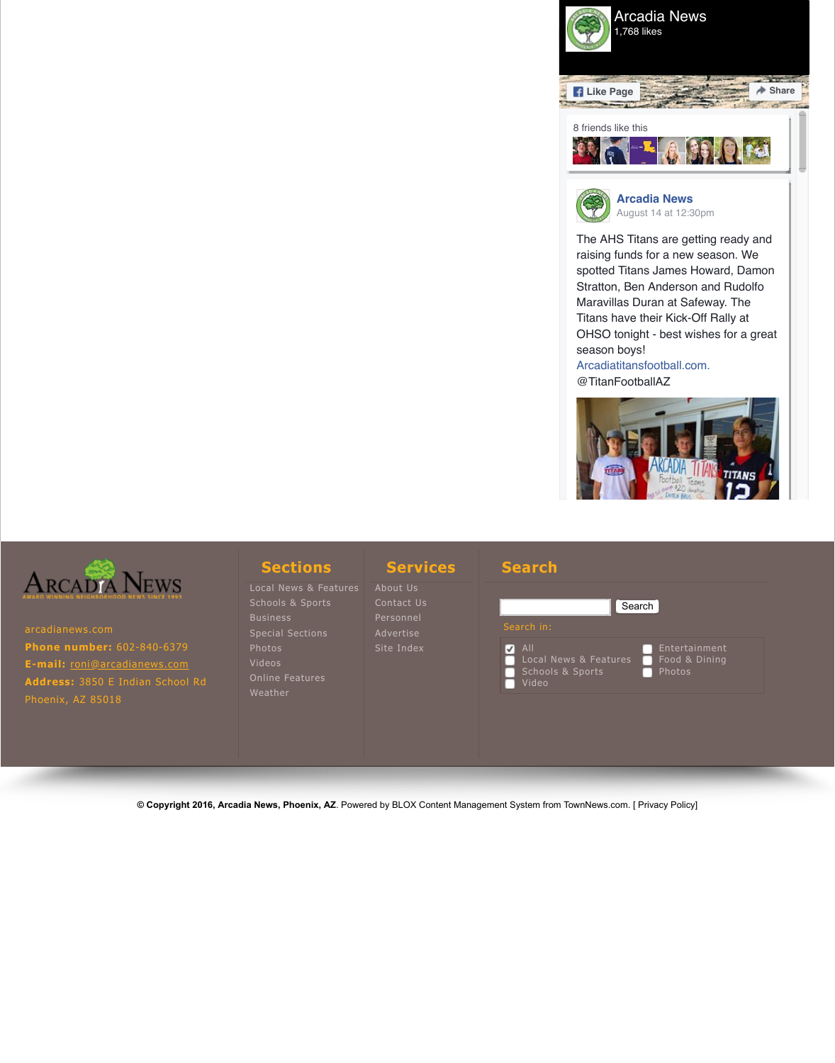Arcadia News
1,768 likes

Like Page | Share

8 friends like this

**Arcadia News**
August 14 at 12:30pm

The AHS Titans are getting ready and raising funds for a new season. We spotted Titans James Howard, Damon Stratton, Ben Anderson and Rudolfo Maravillas Duran at Safeway. The Titans have their Kick-Off Rally at OHSO tonight - best wishes for a great season boys! Arcadiatitansfootball.com. @TitanFootballAZ

ARCADIA NEWS
AWARD WINNING NEIGHBORHOOD NEWS SINCE 1993

arcadianews.com
**Phone number:** 602-840-6379
**E-mail:** roni@arcadianews.com
**Address:** 3850 E Indian School Rd Phoenix, AZ 85018

## Sections

- Local News & Features
- Schools & Sports
- Business
- Special Sections
- Photos
- Videos
- Online Features
- Weather

## Services

- About Us
- Contact Us
- Personnel
- Advertise
- Site Index

## Search

Search

Search in:

- [x] All
- [ ] Local News & Features
- [ ] Schools & Sports
- [ ] Video
- [ ] Entertainment
- [ ] Food & Dining
- [ ] Photos

**© Copyright 2016, Arcadia News, Phoenix, AZ**. Powered by BLOX Content Management System from TownNews.com. [ Privacy Policy]